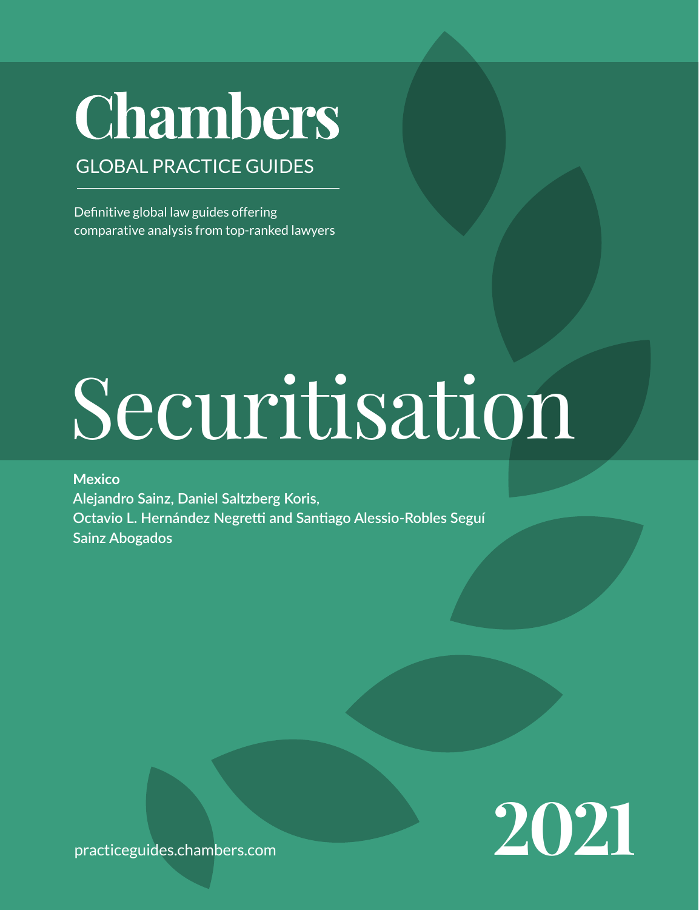# Chambers

GLOBAL PRACTICE GUIDES

Definitive global law guides offering comparative analysis from top-ranked lawyers

# Securitisation

**Mexico**
**Alejandro Sainz, Daniel Saltzberg Koris,**
**Octavio L. Hernández Negretti and Santiago Alessio-Robles Seguí**
**Sainz Abogados**

2021

practiceguides.chambers.com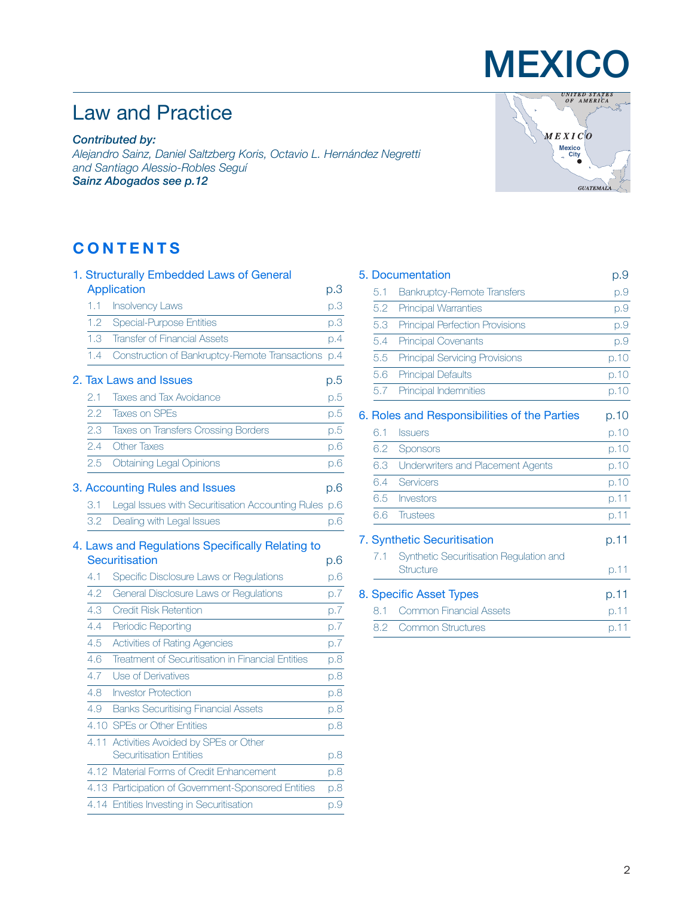# MEXICO

## Law and Practice

***Contributed by:***
*Alejandro Sainz, Daniel Saltzberg Koris, Octavio L. Hernández Negretti and Santiago Alessio-Robles Seguí*
***Sainz Abogados see p.12***

## CONTENTS

**1. Structurally Embedded Laws of General Application** p.3
- 1.1 Insolvency Laws p.3
- 1.2 Special-Purpose Entities p.3
- 1.3 Transfer of Financial Assets p.4
- 1.4 Construction of Bankruptcy-Remote Transactions p.4

**2. Tax Laws and Issues** p.5
- 2.1 Taxes and Tax Avoidance p.5
- 2.2 Taxes on SPEs p.5
- 2.3 Taxes on Transfers Crossing Borders p.5
- 2.4 Other Taxes p.6
- 2.5 Obtaining Legal Opinions p.6

**3. Accounting Rules and Issues** p.6
- 3.1 Legal Issues with Securitisation Accounting Rules p.6
- 3.2 Dealing with Legal Issues p.6

**4. Laws and Regulations Specifically Relating to Securitisation** p.6
- 4.1 Specific Disclosure Laws or Regulations p.6
- 4.2 General Disclosure Laws or Regulations p.7
- 4.3 Credit Risk Retention p.7
- 4.4 Periodic Reporting p.7
- 4.5 Activities of Rating Agencies p.7
- 4.6 Treatment of Securitisation in Financial Entities p.8
- 4.7 Use of Derivatives p.8
- 4.8 Investor Protection p.8
- 4.9 Banks Securitising Financial Assets p.8
- 4.10 SPEs or Other Entities p.8
- 4.11 Activities Avoided by SPEs or Other Securitisation Entities p.8
- 4.12 Material Forms of Credit Enhancement p.8
- 4.13 Participation of Government-Sponsored Entities p.8
- 4.14 Entities Investing in Securitisation p.9

**5. Documentation** p.9
- 5.1 Bankruptcy-Remote Transfers p.9
- 5.2 Principal Warranties p.9
- 5.3 Principal Perfection Provisions p.9
- 5.4 Principal Covenants p.9
- 5.5 Principal Servicing Provisions p.10
- 5.6 Principal Defaults p.10
- 5.7 Principal Indemnities p.10

**6. Roles and Responsibilities of the Parties** p.10
- 6.1 Issuers p.10
- 6.2 Sponsors p.10
- 6.3 Underwriters and Placement Agents p.10
- 6.4 Servicers p.10
- 6.5 Investors p.11
- 6.6 Trustees p.11

**7. Synthetic Securitisation** p.11
- 7.1 Synthetic Securitisation Regulation and Structure p.11

**8. Specific Asset Types** p.11
- 8.1 Common Financial Assets p.11
- 8.2 Common Structures p.11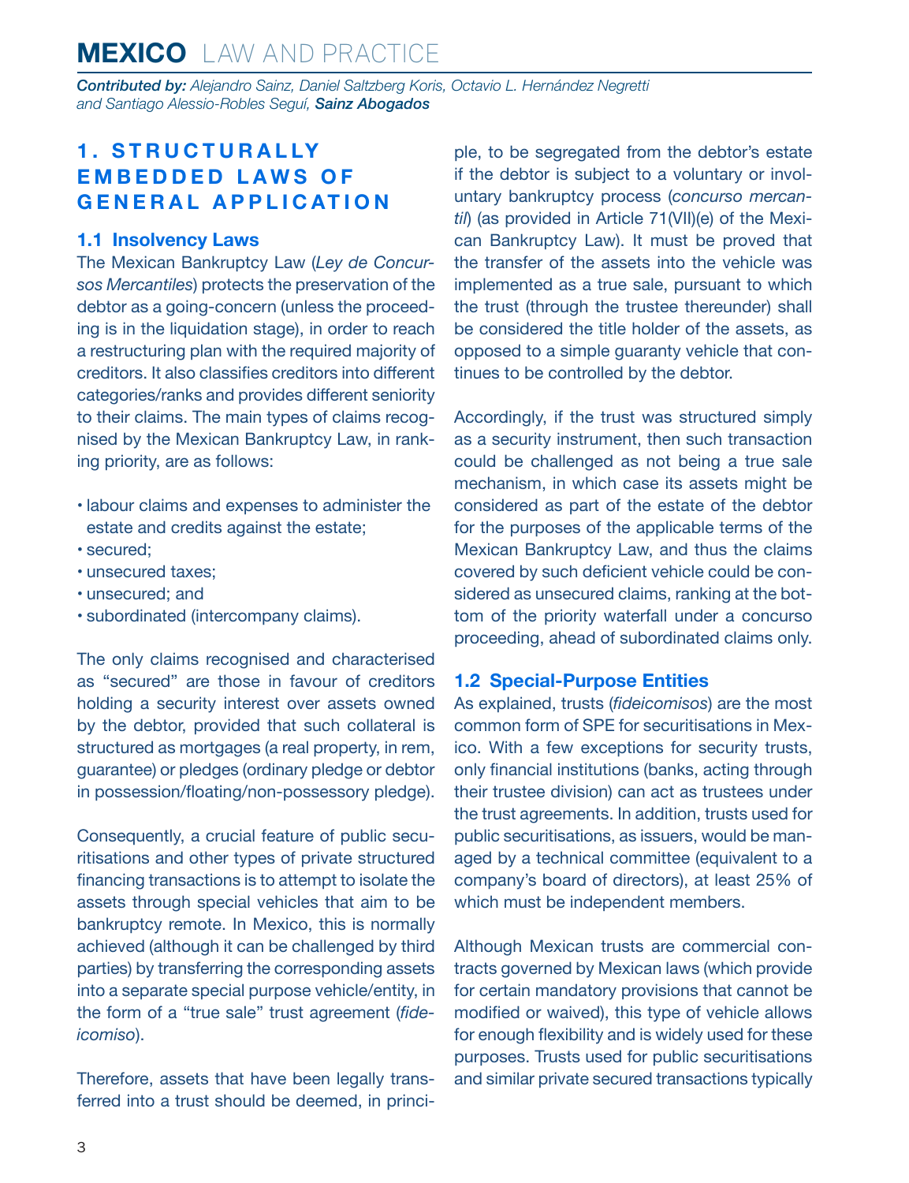## 1. STRUCTURALLY EMBEDDED LAWS OF GENERAL APPLICATION

### 1.1 Insolvency Laws

The Mexican Bankruptcy Law (*Ley de Concursos Mercantiles*) protects the preservation of the debtor as a going-concern (unless the proceeding is in the liquidation stage), in order to reach a restructuring plan with the required majority of creditors. It also classifies creditors into different categories/ranks and provides different seniority to their claims. The main types of claims recognised by the Mexican Bankruptcy Law, in ranking priority, are as follows:

- labour claims and expenses to administer the estate and credits against the estate;
- secured;
- unsecured taxes;
- unsecured; and
- subordinated (intercompany claims).

The only claims recognised and characterised as "secured" are those in favour of creditors holding a security interest over assets owned by the debtor, provided that such collateral is structured as mortgages (a real property, in rem, guarantee) or pledges (ordinary pledge or debtor in possession/floating/non-possessory pledge).

Consequently, a crucial feature of public securitisations and other types of private structured financing transactions is to attempt to isolate the assets through special vehicles that aim to be bankruptcy remote. In Mexico, this is normally achieved (although it can be challenged by third parties) by transferring the corresponding assets into a separate special purpose vehicle/entity, in the form of a "true sale" trust agreement (*fideicomiso*).

Therefore, assets that have been legally transferred into a trust should be deemed, in principle, to be segregated from the debtor's estate if the debtor is subject to a voluntary or involuntary bankruptcy process (*concurso mercantil*) (as provided in Article 71(VII)(e) of the Mexican Bankruptcy Law). It must be proved that the transfer of the assets into the vehicle was implemented as a true sale, pursuant to which the trust (through the trustee thereunder) shall be considered the title holder of the assets, as opposed to a simple guaranty vehicle that continues to be controlled by the debtor.

Accordingly, if the trust was structured simply as a security instrument, then such transaction could be challenged as not being a true sale mechanism, in which case its assets might be considered as part of the estate of the debtor for the purposes of the applicable terms of the Mexican Bankruptcy Law, and thus the claims covered by such deficient vehicle could be considered as unsecured claims, ranking at the bottom of the priority waterfall under a concurso proceeding, ahead of subordinated claims only.

### 1.2 Special-Purpose Entities

As explained, trusts (*fideicomisos*) are the most common form of SPE for securitisations in Mexico. With a few exceptions for security trusts, only financial institutions (banks, acting through their trustee division) can act as trustees under the trust agreements. In addition, trusts used for public securitisations, as issuers, would be managed by a technical committee (equivalent to a company's board of directors), at least 25% of which must be independent members.

Although Mexican trusts are commercial contracts governed by Mexican laws (which provide for certain mandatory provisions that cannot be modified or waived), this type of vehicle allows for enough flexibility and is widely used for these purposes. Trusts used for public securitisations and similar private secured transactions typically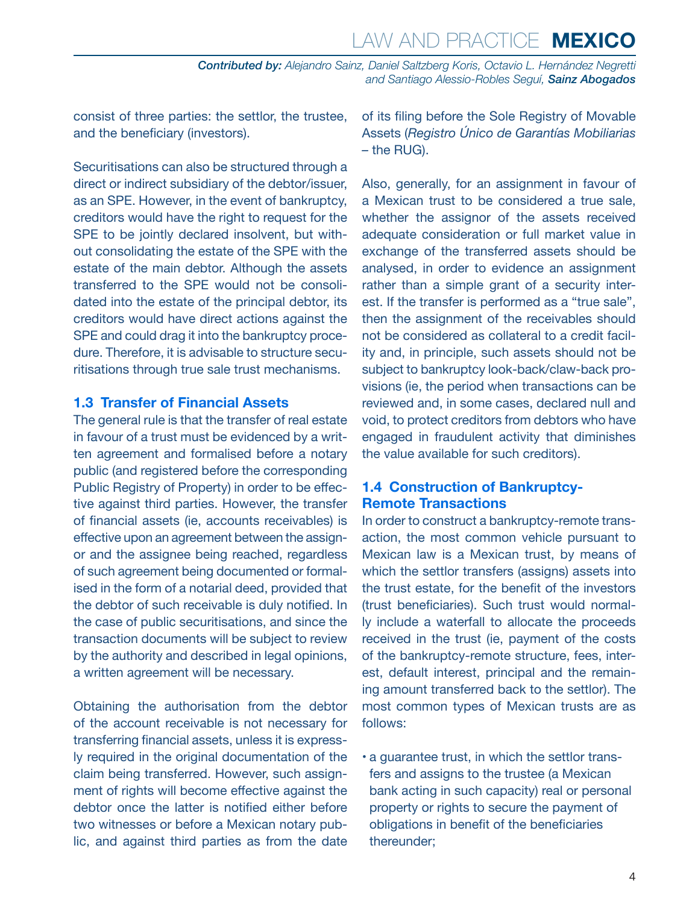consist of three parties: the settlor, the trustee, and the beneficiary (investors).

Securitisations can also be structured through a direct or indirect subsidiary of the debtor/issuer, as an SPE. However, in the event of bankruptcy, creditors would have the right to request for the SPE to be jointly declared insolvent, but without consolidating the estate of the SPE with the estate of the main debtor. Although the assets transferred to the SPE would not be consolidated into the estate of the principal debtor, its creditors would have direct actions against the SPE and could drag it into the bankruptcy procedure. Therefore, it is advisable to structure securitisations through true sale trust mechanisms.

## 1.3 Transfer of Financial Assets

The general rule is that the transfer of real estate in favour of a trust must be evidenced by a written agreement and formalised before a notary public (and registered before the corresponding Public Registry of Property) in order to be effective against third parties. However, the transfer of financial assets (ie, accounts receivables) is effective upon an agreement between the assignor and the assignee being reached, regardless of such agreement being documented or formalised in the form of a notarial deed, provided that the debtor of such receivable is duly notified. In the case of public securitisations, and since the transaction documents will be subject to review by the authority and described in legal opinions, a written agreement will be necessary.

Obtaining the authorisation from the debtor of the account receivable is not necessary for transferring financial assets, unless it is expressly required in the original documentation of the claim being transferred. However, such assignment of rights will become effective against the debtor once the latter is notified either before two witnesses or before a Mexican notary public, and against third parties as from the date of its filing before the Sole Registry of Movable Assets (*Registro Único de Garantías Mobiliarias* – the RUG).

Also, generally, for an assignment in favour of a Mexican trust to be considered a true sale, whether the assignor of the assets received adequate consideration or full market value in exchange of the transferred assets should be analysed, in order to evidence an assignment rather than a simple grant of a security interest. If the transfer is performed as a "true sale", then the assignment of the receivables should not be considered as collateral to a credit facility and, in principle, such assets should not be subject to bankruptcy look-back/claw-back provisions (ie, the period when transactions can be reviewed and, in some cases, declared null and void, to protect creditors from debtors who have engaged in fraudulent activity that diminishes the value available for such creditors).

## 1.4 Construction of Bankruptcy-Remote Transactions

In order to construct a bankruptcy-remote transaction, the most common vehicle pursuant to Mexican law is a Mexican trust, by means of which the settlor transfers (assigns) assets into the trust estate, for the benefit of the investors (trust beneficiaries). Such trust would normally include a waterfall to allocate the proceeds received in the trust (ie, payment of the costs of the bankruptcy-remote structure, fees, interest, default interest, principal and the remaining amount transferred back to the settlor). The most common types of Mexican trusts are as follows:

- a guarantee trust, in which the settlor transfers and assigns to the trustee (a Mexican bank acting in such capacity) real or personal property or rights to secure the payment of obligations in benefit of the beneficiaries thereunder;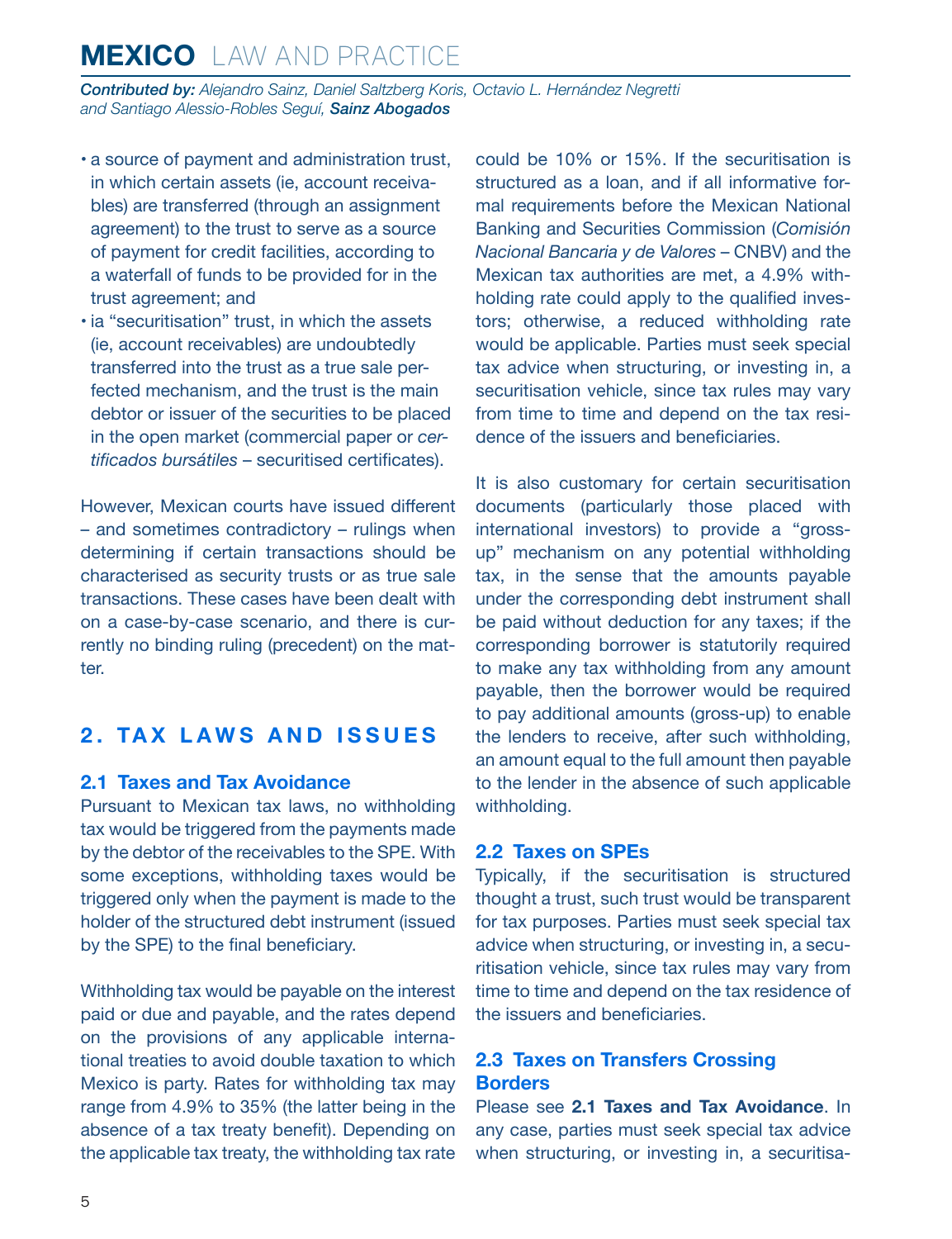- a source of payment and administration trust, in which certain assets (ie, account receivables) are transferred (through an assignment agreement) to the trust to serve as a source of payment for credit facilities, according to a waterfall of funds to be provided for in the trust agreement; and
- ia "securitisation" trust, in which the assets (ie, account receivables) are undoubtedly transferred into the trust as a true sale perfected mechanism, and the trust is the main debtor or issuer of the securities to be placed in the open market (commercial paper or *certificados bursátiles* – securitised certificates).

However, Mexican courts have issued different – and sometimes contradictory – rulings when determining if certain transactions should be characterised as security trusts or as true sale transactions. These cases have been dealt with on a case-by-case scenario, and there is currently no binding ruling (precedent) on the matter.

## 2. TAX LAWS AND ISSUES

### 2.1 Taxes and Tax Avoidance

Pursuant to Mexican tax laws, no withholding tax would be triggered from the payments made by the debtor of the receivables to the SPE. With some exceptions, withholding taxes would be triggered only when the payment is made to the holder of the structured debt instrument (issued by the SPE) to the final beneficiary.

Withholding tax would be payable on the interest paid or due and payable, and the rates depend on the provisions of any applicable international treaties to avoid double taxation to which Mexico is party. Rates for withholding tax may range from 4.9% to 35% (the latter being in the absence of a tax treaty benefit). Depending on the applicable tax treaty, the withholding tax rate could be 10% or 15%. If the securitisation is structured as a loan, and if all informative formal requirements before the Mexican National Banking and Securities Commission (*Comisión Nacional Bancaria y de Valores* – CNBV) and the Mexican tax authorities are met, a 4.9% withholding rate could apply to the qualified investors; otherwise, a reduced withholding rate would be applicable. Parties must seek special tax advice when structuring, or investing in, a securitisation vehicle, since tax rules may vary from time to time and depend on the tax residence of the issuers and beneficiaries.

It is also customary for certain securitisation documents (particularly those placed with international investors) to provide a "gross-up" mechanism on any potential withholding tax, in the sense that the amounts payable under the corresponding debt instrument shall be paid without deduction for any taxes; if the corresponding borrower is statutorily required to make any tax withholding from any amount payable, then the borrower would be required to pay additional amounts (gross-up) to enable the lenders to receive, after such withholding, an amount equal to the full amount then payable to the lender in the absence of such applicable withholding.

### 2.2 Taxes on SPEs

Typically, if the securitisation is structured thought a trust, such trust would be transparent for tax purposes. Parties must seek special tax advice when structuring, or investing in, a securitisation vehicle, since tax rules may vary from time to time and depend on the tax residence of the issuers and beneficiaries.

### 2.3 Taxes on Transfers Crossing Borders

Please see **2.1 Taxes and Tax Avoidance**. In any case, parties must seek special tax advice when structuring, or investing in, a securitisa-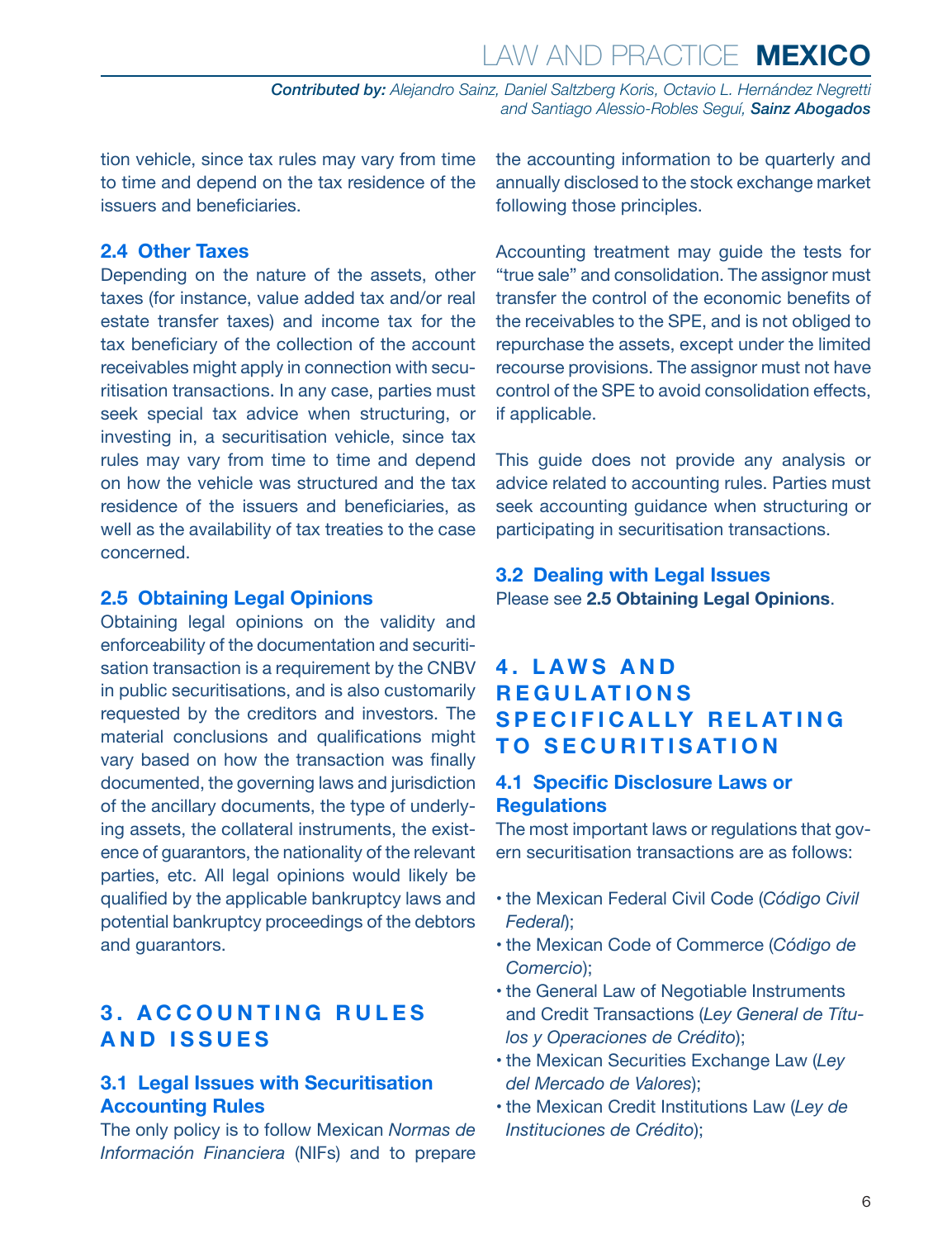tion vehicle, since tax rules may vary from time to time and depend on the tax residence of the issuers and beneficiaries.

### 2.4 Other Taxes

Depending on the nature of the assets, other taxes (for instance, value added tax and/or real estate transfer taxes) and income tax for the tax beneficiary of the collection of the account receivables might apply in connection with securitisation transactions. In any case, parties must seek special tax advice when structuring, or investing in, a securitisation vehicle, since tax rules may vary from time to time and depend on how the vehicle was structured and the tax residence of the issuers and beneficiaries, as well as the availability of tax treaties to the case concerned.

### 2.5 Obtaining Legal Opinions

Obtaining legal opinions on the validity and enforceability of the documentation and securitisation transaction is a requirement by the CNBV in public securitisations, and is also customarily requested by the creditors and investors. The material conclusions and qualifications might vary based on how the transaction was finally documented, the governing laws and jurisdiction of the ancillary documents, the type of underlying assets, the collateral instruments, the existence of guarantors, the nationality of the relevant parties, etc. All legal opinions would likely be qualified by the applicable bankruptcy laws and potential bankruptcy proceedings of the debtors and guarantors.

## 3. ACCOUNTING RULES AND ISSUES

### 3.1 Legal Issues with Securitisation Accounting Rules

The only policy is to follow Mexican *Normas de Información Financiera* (NIFs) and to prepare the accounting information to be quarterly and annually disclosed to the stock exchange market following those principles.

Accounting treatment may guide the tests for "true sale" and consolidation. The assignor must transfer the control of the economic benefits of the receivables to the SPE, and is not obliged to repurchase the assets, except under the limited recourse provisions. The assignor must not have control of the SPE to avoid consolidation effects, if applicable.

This guide does not provide any analysis or advice related to accounting rules. Parties must seek accounting guidance when structuring or participating in securitisation transactions.

### 3.2 Dealing with Legal Issues

Please see **2.5 Obtaining Legal Opinions**.

## 4. LAWS AND REGULATIONS SPECIFICALLY RELATING TO SECURITISATION

### 4.1 Specific Disclosure Laws or Regulations

The most important laws or regulations that govern securitisation transactions are as follows:

- the Mexican Federal Civil Code (*Código Civil Federal*);
- the Mexican Code of Commerce (*Código de Comercio*);
- the General Law of Negotiable Instruments and Credit Transactions (*Ley General de Títulos y Operaciones de Crédito*);
- the Mexican Securities Exchange Law (*Ley del Mercado de Valores*);
- the Mexican Credit Institutions Law (*Ley de Instituciones de Crédito*);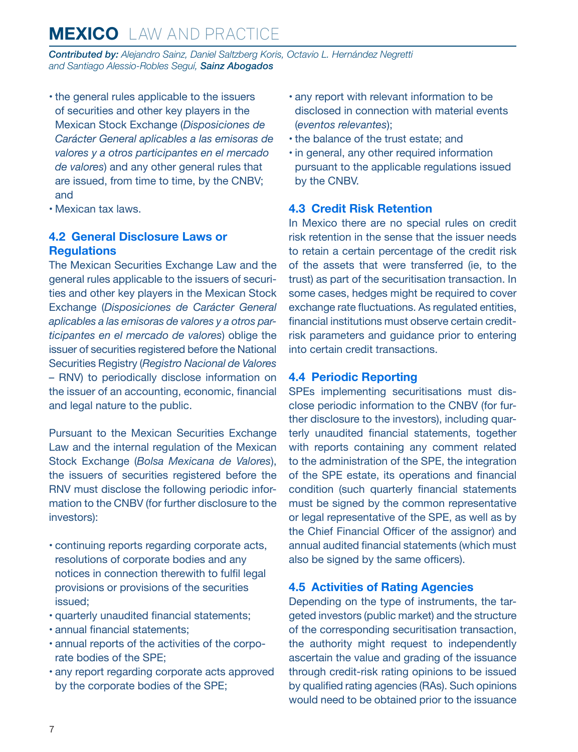- the general rules applicable to the issuers of securities and other key players in the Mexican Stock Exchange (*Disposiciones de Carácter General aplicables a las emisoras de valores y a otros participantes en el mercado de valores*) and any other general rules that are issued, from time to time, by the CNBV; and
- Mexican tax laws.

### 4.2 General Disclosure Laws or Regulations

The Mexican Securities Exchange Law and the general rules applicable to the issuers of securities and other key players in the Mexican Stock Exchange (*Disposiciones de Carácter General aplicables a las emisoras de valores y a otros participantes en el mercado de valores*) oblige the issuer of securities registered before the National Securities Registry (*Registro Nacional de Valores* – RNV) to periodically disclose information on the issuer of an accounting, economic, financial and legal nature to the public.

Pursuant to the Mexican Securities Exchange Law and the internal regulation of the Mexican Stock Exchange (*Bolsa Mexicana de Valores*), the issuers of securities registered before the RNV must disclose the following periodic information to the CNBV (for further disclosure to the investors):

- continuing reports regarding corporate acts, resolutions of corporate bodies and any notices in connection therewith to fulfil legal provisions or provisions of the securities issued;
- quarterly unaudited financial statements;
- annual financial statements;
- annual reports of the activities of the corporate bodies of the SPE;
- any report regarding corporate acts approved by the corporate bodies of the SPE;
- any report with relevant information to be disclosed in connection with material events (*eventos relevantes*);
- the balance of the trust estate; and
- in general, any other required information pursuant to the applicable regulations issued by the CNBV.

### 4.3 Credit Risk Retention

In Mexico there are no special rules on credit risk retention in the sense that the issuer needs to retain a certain percentage of the credit risk of the assets that were transferred (ie, to the trust) as part of the securitisation transaction. In some cases, hedges might be required to cover exchange rate fluctuations. As regulated entities, financial institutions must observe certain credit-risk parameters and guidance prior to entering into certain credit transactions.

### 4.4 Periodic Reporting

SPEs implementing securitisations must disclose periodic information to the CNBV (for further disclosure to the investors), including quarterly unaudited financial statements, together with reports containing any comment related to the administration of the SPE, the integration of the SPE estate, its operations and financial condition (such quarterly financial statements must be signed by the common representative or legal representative of the SPE, as well as by the Chief Financial Officer of the assignor) and annual audited financial statements (which must also be signed by the same officers).

### 4.5 Activities of Rating Agencies

Depending on the type of instruments, the targeted investors (public market) and the structure of the corresponding securitisation transaction, the authority might request to independently ascertain the value and grading of the issuance through credit-risk rating opinions to be issued by qualified rating agencies (RAs). Such opinions would need to be obtained prior to the issuance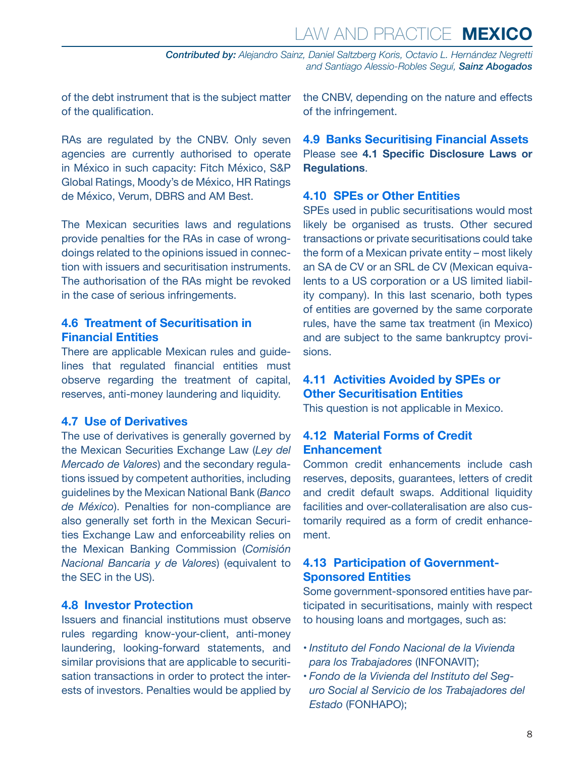of the debt instrument that is the subject matter of the qualification.

RAs are regulated by the CNBV. Only seven agencies are currently authorised to operate in México in such capacity: Fitch México, S&P Global Ratings, Moody's de México, HR Ratings de México, Verum, DBRS and AM Best.

The Mexican securities laws and regulations provide penalties for the RAs in case of wrongdoings related to the opinions issued in connection with issuers and securitisation instruments. The authorisation of the RAs might be revoked in the case of serious infringements.

## 4.6 Treatment of Securitisation in Financial Entities

There are applicable Mexican rules and guidelines that regulated financial entities must observe regarding the treatment of capital, reserves, anti-money laundering and liquidity.

## 4.7 Use of Derivatives

The use of derivatives is generally governed by the Mexican Securities Exchange Law (*Ley del Mercado de Valores*) and the secondary regulations issued by competent authorities, including guidelines by the Mexican National Bank (*Banco de México*). Penalties for non-compliance are also generally set forth in the Mexican Securities Exchange Law and enforceability relies on the Mexican Banking Commission (*Comisión Nacional Bancaria y de Valores*) (equivalent to the SEC in the US).

## 4.8 Investor Protection

Issuers and financial institutions must observe rules regarding know-your-client, anti-money laundering, looking-forward statements, and similar provisions that are applicable to securitisation transactions in order to protect the interests of investors. Penalties would be applied by the CNBV, depending on the nature and effects of the infringement.

## 4.9 Banks Securitising Financial Assets

Please see **4.1 Specific Disclosure Laws or Regulations**.

## 4.10 SPEs or Other Entities

SPEs used in public securitisations would most likely be organised as trusts. Other secured transactions or private securitisations could take the form of a Mexican private entity – most likely an SA de CV or an SRL de CV (Mexican equivalents to a US corporation or a US limited liability company). In this last scenario, both types of entities are governed by the same corporate rules, have the same tax treatment (in Mexico) and are subject to the same bankruptcy provisions.

## 4.11 Activities Avoided by SPEs or Other Securitisation Entities

This question is not applicable in Mexico.

## 4.12 Material Forms of Credit Enhancement

Common credit enhancements include cash reserves, deposits, guarantees, letters of credit and credit default swaps. Additional liquidity facilities and over-collateralisation are also customarily required as a form of credit enhancement.

## 4.13 Participation of Government-Sponsored Entities

Some government-sponsored entities have participated in securitisations, mainly with respect to housing loans and mortgages, such as:

- *Instituto del Fondo Nacional de la Vivienda para los Trabajadores* (INFONAVIT);
- *Fondo de la Vivienda del Instituto del Seguro Social al Servicio de los Trabajadores del Estado* (FONHAPO);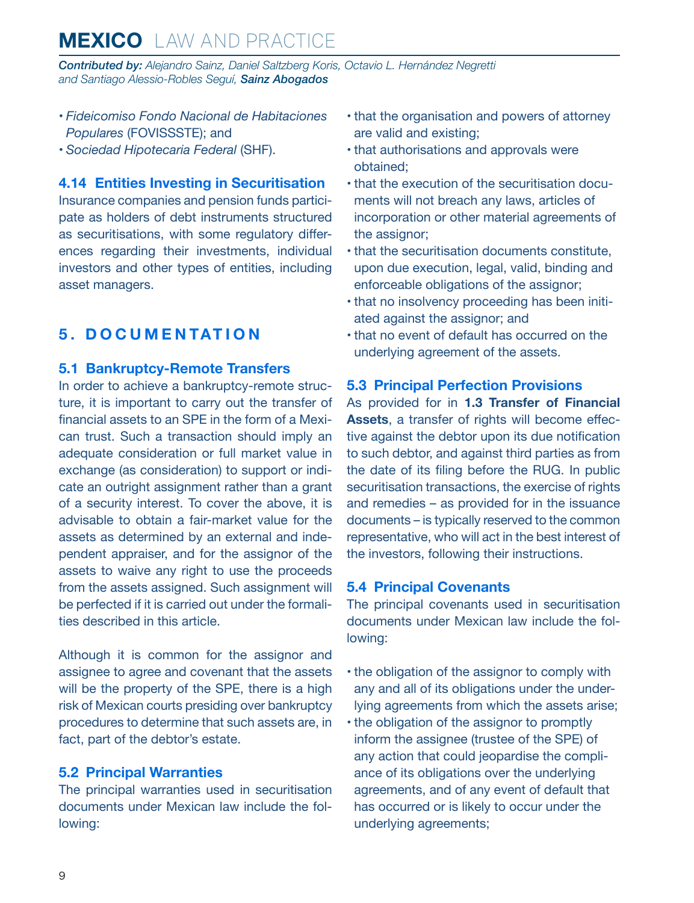- *Fideicomiso Fondo Nacional de Habitaciones Populares* (FOVISSSTE); and
- *Sociedad Hipotecaria Federal* (SHF).

### 4.14 Entities Investing in Securitisation

Insurance companies and pension funds participate as holders of debt instruments structured as securitisations, with some regulatory differences regarding their investments, individual investors and other types of entities, including asset managers.

## 5. DOCUMENTATION

### 5.1 Bankruptcy-Remote Transfers

In order to achieve a bankruptcy-remote structure, it is important to carry out the transfer of financial assets to an SPE in the form of a Mexican trust. Such a transaction should imply an adequate consideration or full market value in exchange (as consideration) to support or indicate an outright assignment rather than a grant of a security interest. To cover the above, it is advisable to obtain a fair-market value for the assets as determined by an external and independent appraiser, and for the assignor of the assets to waive any right to use the proceeds from the assets assigned. Such assignment will be perfected if it is carried out under the formalities described in this article.

Although it is common for the assignor and assignee to agree and covenant that the assets will be the property of the SPE, there is a high risk of Mexican courts presiding over bankruptcy procedures to determine that such assets are, in fact, part of the debtor's estate.

### 5.2 Principal Warranties

The principal warranties used in securitisation documents under Mexican law include the following:

- that the organisation and powers of attorney are valid and existing;
- that authorisations and approvals were obtained;
- that the execution of the securitisation documents will not breach any laws, articles of incorporation or other material agreements of the assignor;
- that the securitisation documents constitute, upon due execution, legal, valid, binding and enforceable obligations of the assignor;
- that no insolvency proceeding has been initiated against the assignor; and
- that no event of default has occurred on the underlying agreement of the assets.

### 5.3 Principal Perfection Provisions

As provided for in **1.3 Transfer of Financial Assets**, a transfer of rights will become effective against the debtor upon its due notification to such debtor, and against third parties as from the date of its filing before the RUG. In public securitisation transactions, the exercise of rights and remedies – as provided for in the issuance documents – is typically reserved to the common representative, who will act in the best interest of the investors, following their instructions.

### 5.4 Principal Covenants

The principal covenants used in securitisation documents under Mexican law include the following:

- the obligation of the assignor to comply with any and all of its obligations under the underlying agreements from which the assets arise;
- the obligation of the assignor to promptly inform the assignee (trustee of the SPE) of any action that could jeopardise the compliance of its obligations over the underlying agreements, and of any event of default that has occurred or is likely to occur under the underlying agreements;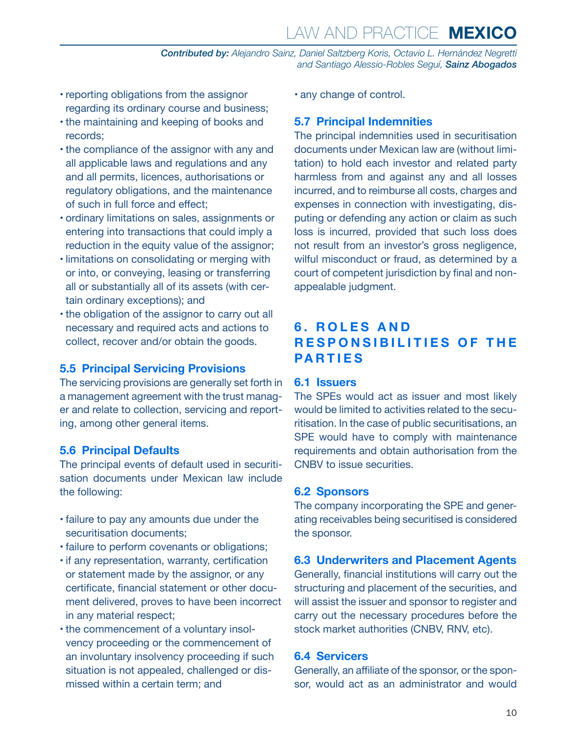- reporting obligations from the assignor regarding its ordinary course and business;
- the maintaining and keeping of books and records;
- the compliance of the assignor with any and all applicable laws and regulations and any and all permits, licences, authorisations or regulatory obligations, and the maintenance of such in full force and effect;
- ordinary limitations on sales, assignments or entering into transactions that could imply a reduction in the equity value of the assignor;
- limitations on consolidating or merging with or into, or conveying, leasing or transferring all or substantially all of its assets (with certain ordinary exceptions); and
- the obligation of the assignor to carry out all necessary and required acts and actions to collect, recover and/or obtain the goods.

### 5.5 Principal Servicing Provisions

The servicing provisions are generally set forth in a management agreement with the trust manager and relate to collection, servicing and reporting, among other general items.

### 5.6 Principal Defaults

The principal events of default used in securitisation documents under Mexican law include the following:

- failure to pay any amounts due under the securitisation documents;
- failure to perform covenants or obligations;
- if any representation, warranty, certification or statement made by the assignor, or any certificate, financial statement or other document delivered, proves to have been incorrect in any material respect;
- the commencement of a voluntary insolvency proceeding or the commencement of an involuntary insolvency proceeding if such situation is not appealed, challenged or dismissed within a certain term; and
- any change of control.

### 5.7 Principal Indemnities

The principal indemnities used in securitisation documents under Mexican law are (without limitation) to hold each investor and related party harmless from and against any and all losses incurred, and to reimburse all costs, charges and expenses in connection with investigating, disputing or defending any action or claim as such loss is incurred, provided that such loss does not result from an investor's gross negligence, wilful misconduct or fraud, as determined by a court of competent jurisdiction by final and non-appealable judgment.

## 6. ROLES AND RESPONSIBILITIES OF THE PARTIES

### 6.1 Issuers

The SPEs would act as issuer and most likely would be limited to activities related to the securitisation. In the case of public securitisations, an SPE would have to comply with maintenance requirements and obtain authorisation from the CNBV to issue securities.

### 6.2 Sponsors

The company incorporating the SPE and generating receivables being securitised is considered the sponsor.

### 6.3 Underwriters and Placement Agents

Generally, financial institutions will carry out the structuring and placement of the securities, and will assist the issuer and sponsor to register and carry out the necessary procedures before the stock market authorities (CNBV, RNV, etc).

### 6.4 Servicers

Generally, an affiliate of the sponsor, or the sponsor, would act as an administrator and would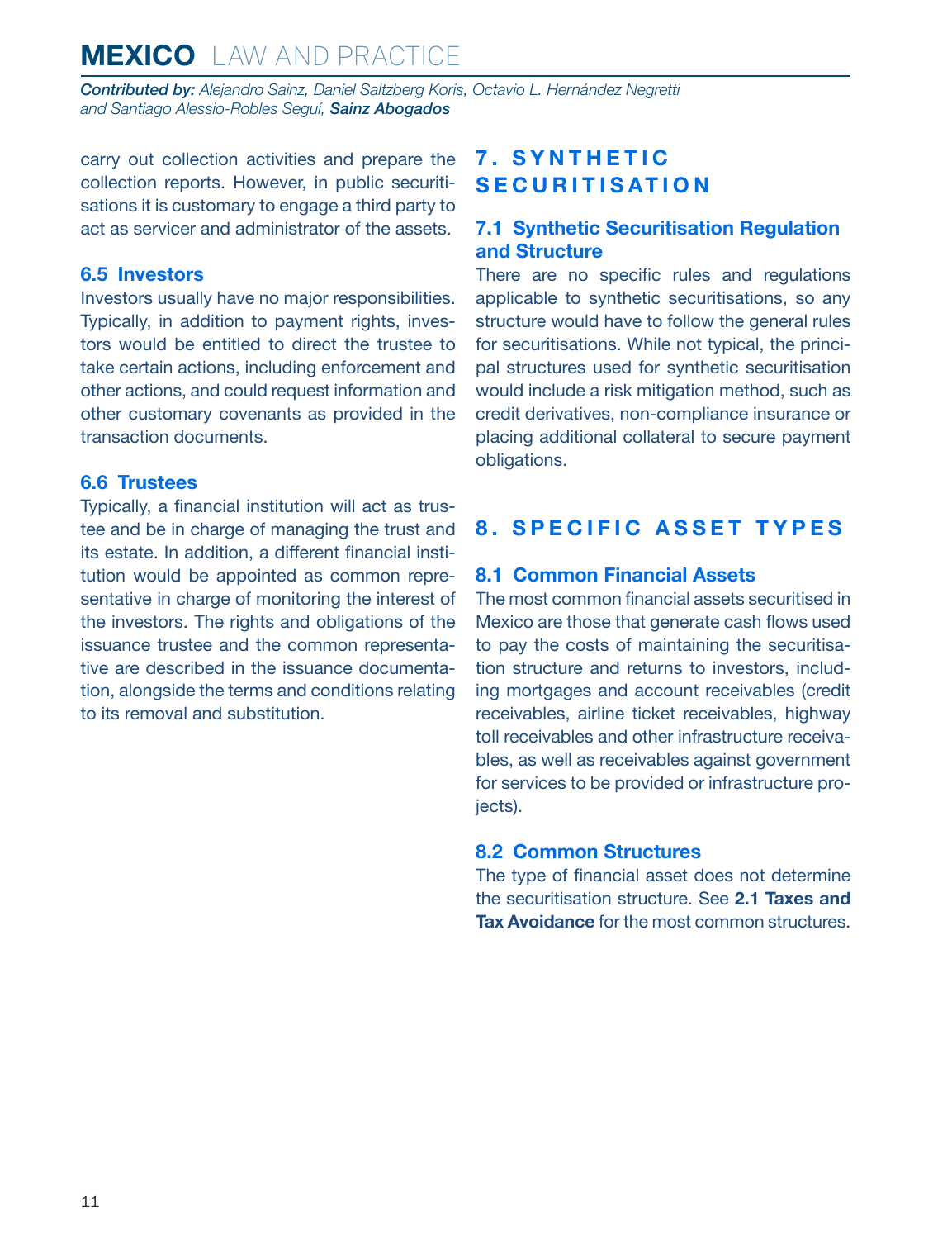carry out collection activities and prepare the collection reports. However, in public securitisations it is customary to engage a third party to act as servicer and administrator of the assets.

### 6.5 Investors

Investors usually have no major responsibilities. Typically, in addition to payment rights, investors would be entitled to direct the trustee to take certain actions, including enforcement and other actions, and could request information and other customary covenants as provided in the transaction documents.

### 6.6 Trustees

Typically, a financial institution will act as trustee and be in charge of managing the trust and its estate. In addition, a different financial institution would be appointed as common representative in charge of monitoring the interest of the investors. The rights and obligations of the issuance trustee and the common representative are described in the issuance documentation, alongside the terms and conditions relating to its removal and substitution.

## 7. SYNTHETIC SECURITISATION

### 7.1 Synthetic Securitisation Regulation and Structure

There are no specific rules and regulations applicable to synthetic securitisations, so any structure would have to follow the general rules for securitisations. While not typical, the principal structures used for synthetic securitisation would include a risk mitigation method, such as credit derivatives, non-compliance insurance or placing additional collateral to secure payment obligations.

## 8. SPECIFIC ASSET TYPES

### 8.1 Common Financial Assets

The most common financial assets securitised in Mexico are those that generate cash flows used to pay the costs of maintaining the securitisation structure and returns to investors, including mortgages and account receivables (credit receivables, airline ticket receivables, highway toll receivables and other infrastructure receivables, as well as receivables against government for services to be provided or infrastructure projects).

### 8.2 Common Structures

The type of financial asset does not determine the securitisation structure. See **2.1 Taxes and Tax Avoidance** for the most common structures.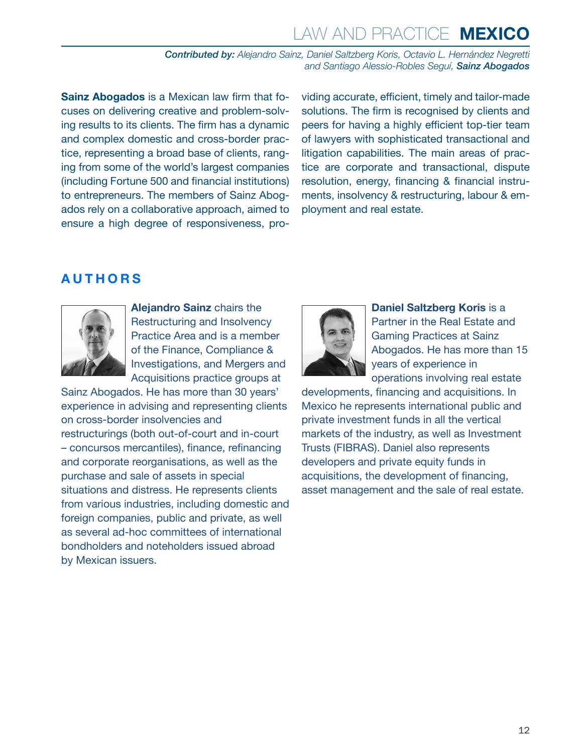**Contributed by:** *Alejandro Sainz, Daniel Saltzberg Koris, Octavio L. Hernández Negretti and Santiago Alessio-Robles Seguí,* ***Sainz Abogados***

**Sainz Abogados** is a Mexican law firm that focuses on delivering creative and problem-solving results to its clients. The firm has a dynamic and complex domestic and cross-border practice, representing a broad base of clients, ranging from some of the world's largest companies (including Fortune 500 and financial institutions) to entrepreneurs. The members of Sainz Abogados rely on a collaborative approach, aimed to ensure a high degree of responsiveness, providing accurate, efficient, timely and tailor-made solutions. The firm is recognised by clients and peers for having a highly efficient top-tier team of lawyers with sophisticated transactional and litigation capabilities. The main areas of practice are corporate and transactional, dispute resolution, energy, financing & financial instruments, insolvency & restructuring, labour & employment and real estate.

## AUTHORS

**Alejandro Sainz** chairs the Restructuring and Insolvency Practice Area and is a member of the Finance, Compliance & Investigations, and Mergers and Acquisitions practice groups at Sainz Abogados. He has more than 30 years' experience in advising and representing clients on cross-border insolvencies and restructurings (both out-of-court and in-court – concursos mercantiles), finance, refinancing and corporate reorganisations, as well as the purchase and sale of assets in special situations and distress. He represents clients from various industries, including domestic and foreign companies, public and private, as well as several ad-hoc committees of international bondholders and noteholders issued abroad by Mexican issuers.

**Daniel Saltzberg Koris** is a Partner in the Real Estate and Gaming Practices at Sainz Abogados. He has more than 15 years of experience in operations involving real estate developments, financing and acquisitions. In Mexico he represents international public and private investment funds in all the vertical markets of the industry, as well as Investment Trusts (FIBRAS). Daniel also represents developers and private equity funds in acquisitions, the development of financing, asset management and the sale of real estate.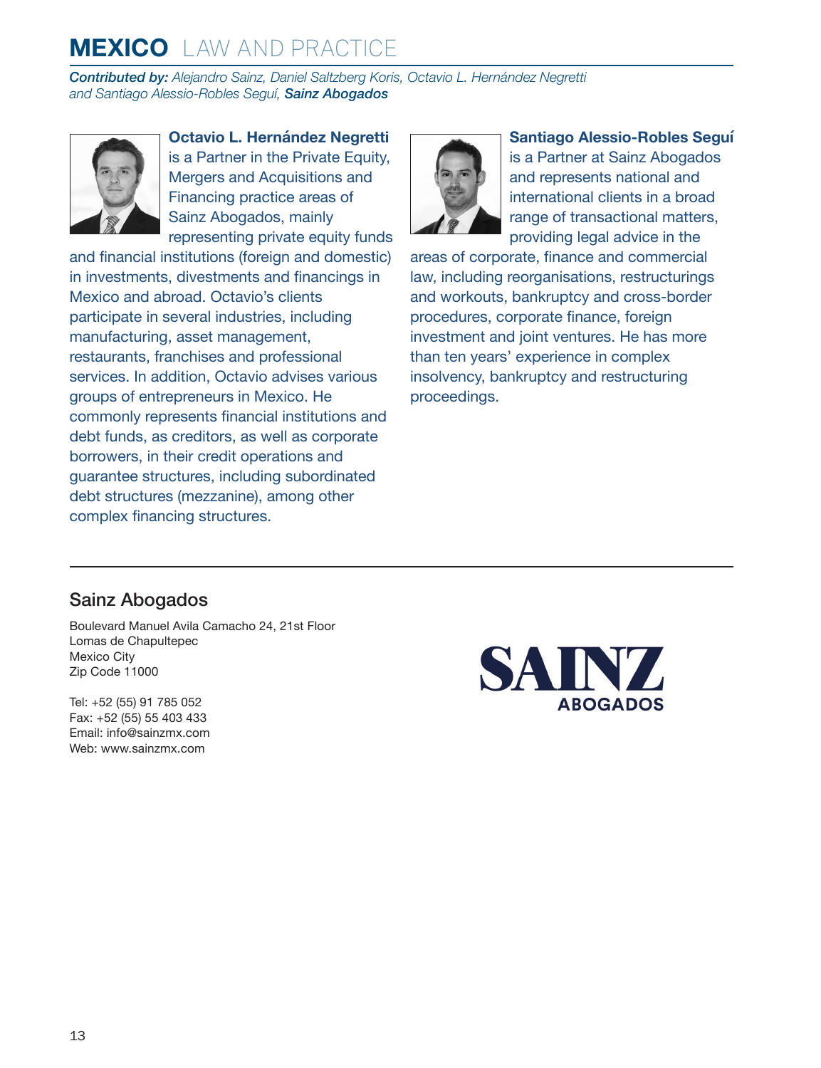**Octavio L. Hernández Negretti** is a Partner in the Private Equity, Mergers and Acquisitions and Financing practice areas of Sainz Abogados, mainly representing private equity funds and financial institutions (foreign and domestic) in investments, divestments and financings in Mexico and abroad. Octavio's clients participate in several industries, including manufacturing, asset management, restaurants, franchises and professional services. In addition, Octavio advises various groups of entrepreneurs in Mexico. He commonly represents financial institutions and debt funds, as creditors, as well as corporate borrowers, in their credit operations and guarantee structures, including subordinated debt structures (mezzanine), among other complex financing structures.

**Santiago Alessio-Robles Seguí** is a Partner at Sainz Abogados and represents national and international clients in a broad range of transactional matters, providing legal advice in the areas of corporate, finance and commercial law, including reorganisations, restructurings and workouts, bankruptcy and cross-border procedures, corporate finance, foreign investment and joint ventures. He has more than ten years' experience in complex insolvency, bankruptcy and restructuring proceedings.

## Sainz Abogados

Boulevard Manuel Avila Camacho 24, 21st Floor
Lomas de Chapultepec
Mexico City
Zip Code 11000

Tel: +52 (55) 91 785 052
Fax: +52 (55) 55 403 433
Email: info@sainzmx.com
Web: www.sainzmx.com

SAINZ ABOGADOS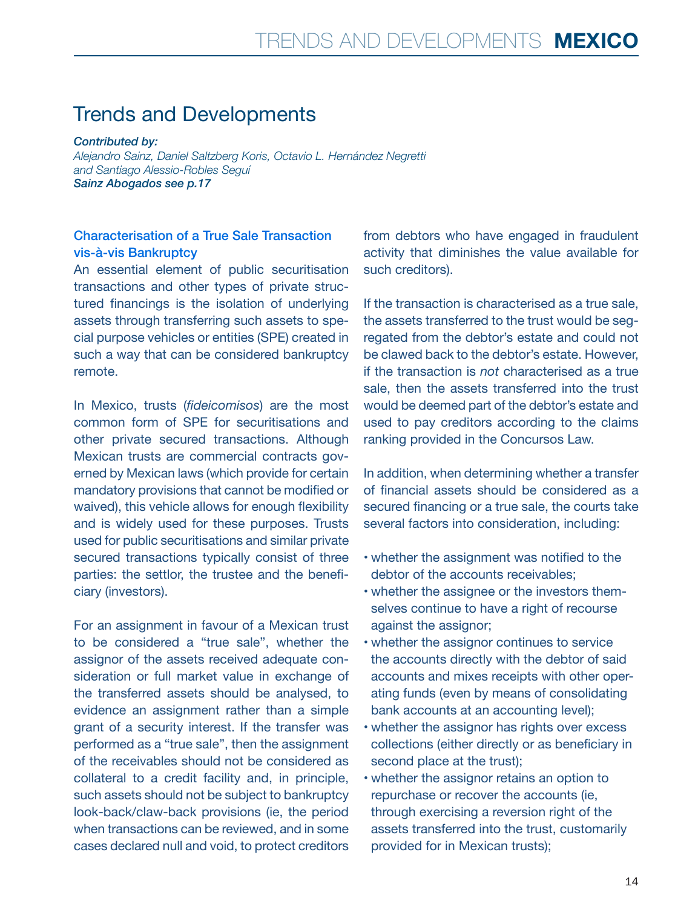# Trends and Developments

***Contributed by:***
*Alejandro Sainz, Daniel Saltzberg Koris, Octavio L. Hernández Negretti and Santiago Alessio-Robles Seguí*
***Sainz Abogados see p.17***

## Characterisation of a True Sale Transaction vis-à-vis Bankruptcy

An essential element of public securitisation transactions and other types of private structured financings is the isolation of underlying assets through transferring such assets to special purpose vehicles or entities (SPE) created in such a way that can be considered bankruptcy remote.

In Mexico, trusts (*fideicomisos*) are the most common form of SPE for securitisations and other private secured transactions. Although Mexican trusts are commercial contracts governed by Mexican laws (which provide for certain mandatory provisions that cannot be modified or waived), this vehicle allows for enough flexibility and is widely used for these purposes. Trusts used for public securitisations and similar private secured transactions typically consist of three parties: the settlor, the trustee and the beneficiary (investors).

For an assignment in favour of a Mexican trust to be considered a "true sale", whether the assignor of the assets received adequate consideration or full market value in exchange of the transferred assets should be analysed, to evidence an assignment rather than a simple grant of a security interest. If the transfer was performed as a "true sale", then the assignment of the receivables should not be considered as collateral to a credit facility and, in principle, such assets should not be subject to bankruptcy look-back/claw-back provisions (ie, the period when transactions can be reviewed, and in some cases declared null and void, to protect creditors from debtors who have engaged in fraudulent activity that diminishes the value available for such creditors).

If the transaction is characterised as a true sale, the assets transferred to the trust would be segregated from the debtor's estate and could not be clawed back to the debtor's estate. However, if the transaction is *not* characterised as a true sale, then the assets transferred into the trust would be deemed part of the debtor's estate and used to pay creditors according to the claims ranking provided in the Concursos Law.

In addition, when determining whether a transfer of financial assets should be considered as a secured financing or a true sale, the courts take several factors into consideration, including:

- whether the assignment was notified to the debtor of the accounts receivables;
- whether the assignee or the investors themselves continue to have a right of recourse against the assignor;
- whether the assignor continues to service the accounts directly with the debtor of said accounts and mixes receipts with other operating funds (even by means of consolidating bank accounts at an accounting level);
- whether the assignor has rights over excess collections (either directly or as beneficiary in second place at the trust);
- whether the assignor retains an option to repurchase or recover the accounts (ie, through exercising a reversion right of the assets transferred into the trust, customarily provided for in Mexican trusts);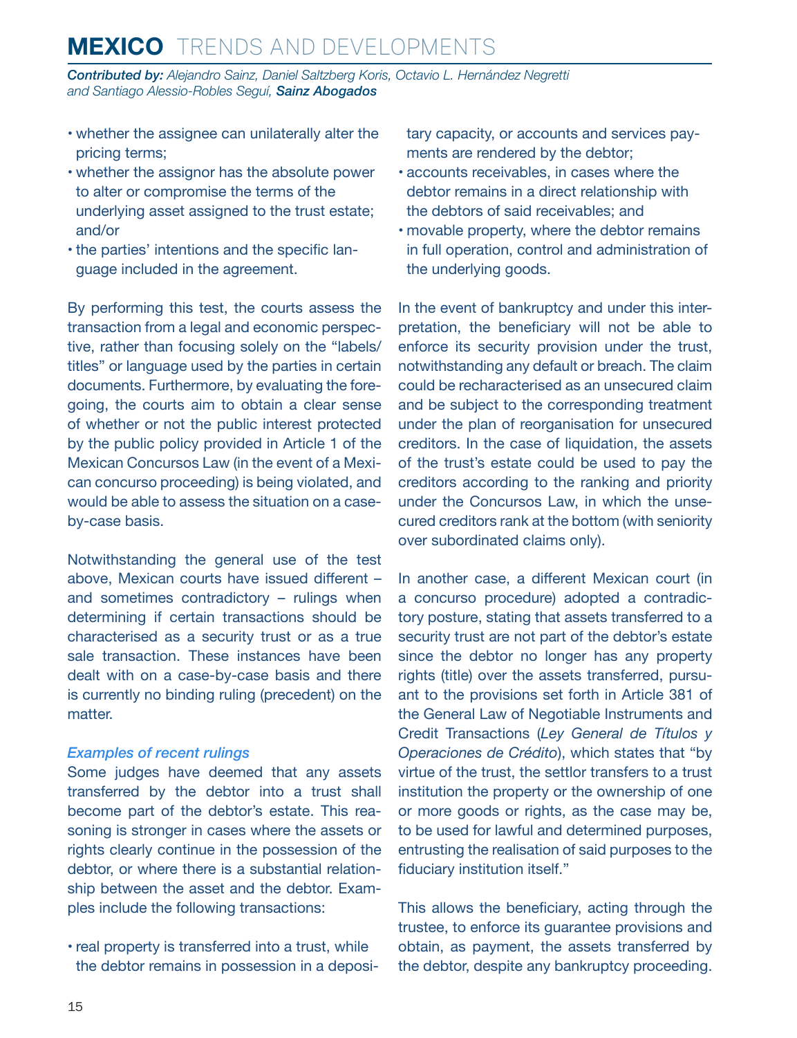- whether the assignee can unilaterally alter the pricing terms;
- whether the assignor has the absolute power to alter or compromise the terms of the underlying asset assigned to the trust estate; and/or
- the parties' intentions and the specific language included in the agreement.

By performing this test, the courts assess the transaction from a legal and economic perspective, rather than focusing solely on the "labels/titles" or language used by the parties in certain documents. Furthermore, by evaluating the foregoing, the courts aim to obtain a clear sense of whether or not the public interest protected by the public policy provided in Article 1 of the Mexican Concursos Law (in the event of a Mexican concurso proceeding) is being violated, and would be able to assess the situation on a case-by-case basis.

Notwithstanding the general use of the test above, Mexican courts have issued different – and sometimes contradictory – rulings when determining if certain transactions should be characterised as a security trust or as a true sale transaction. These instances have been dealt with on a case-by-case basis and there is currently no binding ruling (precedent) on the matter.

### *Examples of recent rulings*

Some judges have deemed that any assets transferred by the debtor into a trust shall become part of the debtor's estate. This reasoning is stronger in cases where the assets or rights clearly continue in the possession of the debtor, or where there is a substantial relationship between the asset and the debtor. Examples include the following transactions:

- real property is transferred into a trust, while the debtor remains in possession in a depositary capacity, or accounts and services payments are rendered by the debtor;
- accounts receivables, in cases where the debtor remains in a direct relationship with the debtors of said receivables; and
- movable property, where the debtor remains in full operation, control and administration of the underlying goods.

In the event of bankruptcy and under this interpretation, the beneficiary will not be able to enforce its security provision under the trust, notwithstanding any default or breach. The claim could be recharacterised as an unsecured claim and be subject to the corresponding treatment under the plan of reorganisation for unsecured creditors. In the case of liquidation, the assets of the trust's estate could be used to pay the creditors according to the ranking and priority under the Concursos Law, in which the unsecured creditors rank at the bottom (with seniority over subordinated claims only).

In another case, a different Mexican court (in a concurso procedure) adopted a contradictory posture, stating that assets transferred to a security trust are not part of the debtor's estate since the debtor no longer has any property rights (title) over the assets transferred, pursuant to the provisions set forth in Article 381 of the General Law of Negotiable Instruments and Credit Transactions (*Ley General de Títulos y Operaciones de Crédito*), which states that "by virtue of the trust, the settlor transfers to a trust institution the property or the ownership of one or more goods or rights, as the case may be, to be used for lawful and determined purposes, entrusting the realisation of said purposes to the fiduciary institution itself."

This allows the beneficiary, acting through the trustee, to enforce its guarantee provisions and obtain, as payment, the assets transferred by the debtor, despite any bankruptcy proceeding.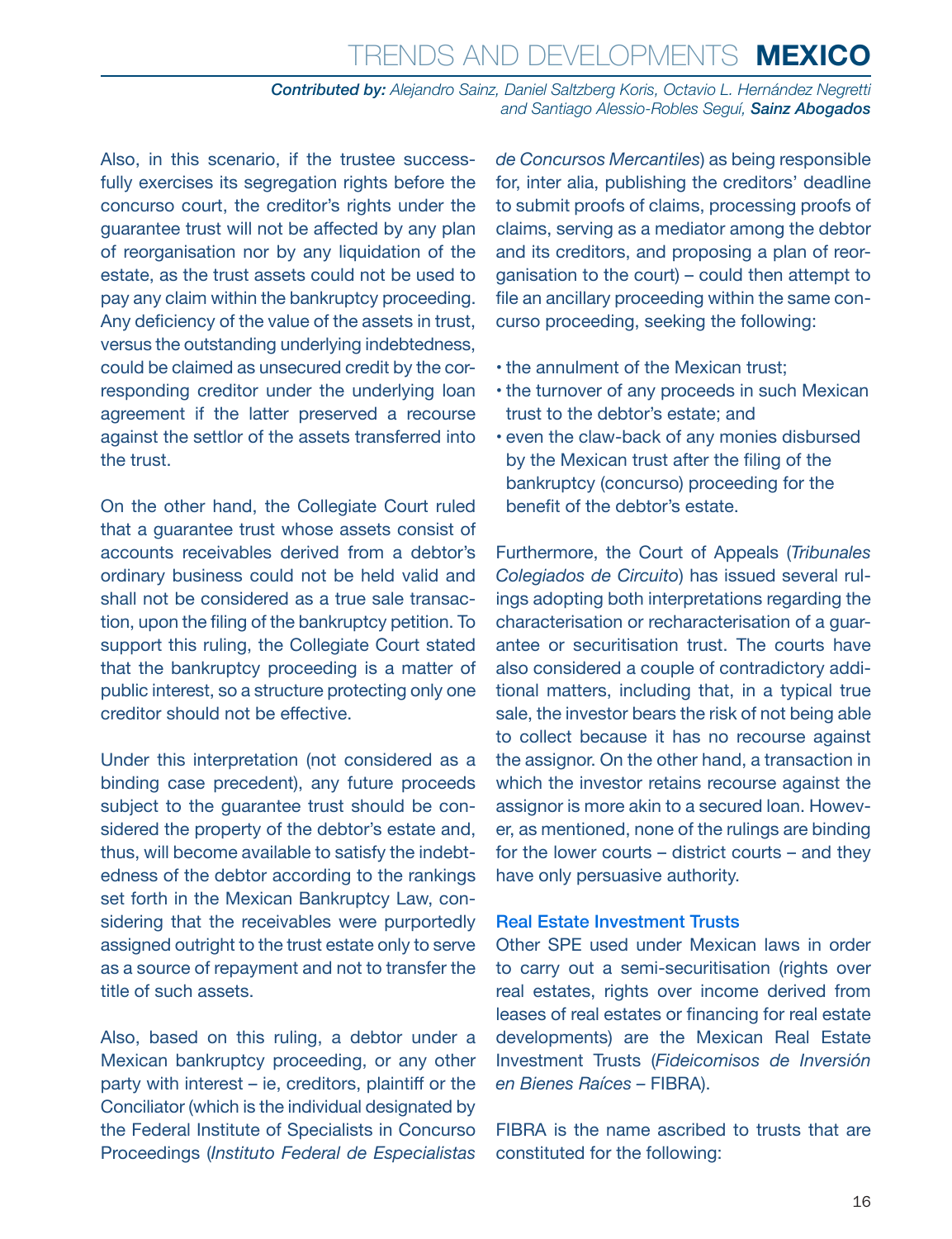Also, in this scenario, if the trustee successfully exercises its segregation rights before the concurso court, the creditor's rights under the guarantee trust will not be affected by any plan of reorganisation nor by any liquidation of the estate, as the trust assets could not be used to pay any claim within the bankruptcy proceeding. Any deficiency of the value of the assets in trust, versus the outstanding underlying indebtedness, could be claimed as unsecured credit by the corresponding creditor under the underlying loan agreement if the latter preserved a recourse against the settlor of the assets transferred into the trust.

On the other hand, the Collegiate Court ruled that a guarantee trust whose assets consist of accounts receivables derived from a debtor's ordinary business could not be held valid and shall not be considered as a true sale transaction, upon the filing of the bankruptcy petition. To support this ruling, the Collegiate Court stated that the bankruptcy proceeding is a matter of public interest, so a structure protecting only one creditor should not be effective.

Under this interpretation (not considered as a binding case precedent), any future proceeds subject to the guarantee trust should be considered the property of the debtor's estate and, thus, will become available to satisfy the indebtedness of the debtor according to the rankings set forth in the Mexican Bankruptcy Law, considering that the receivables were purportedly assigned outright to the trust estate only to serve as a source of repayment and not to transfer the title of such assets.

Also, based on this ruling, a debtor under a Mexican bankruptcy proceeding, or any other party with interest – ie, creditors, plaintiff or the Conciliator (which is the individual designated by the Federal Institute of Specialists in Concurso Proceedings (*Instituto Federal de Especialistas de Concursos Mercantiles*) as being responsible for, inter alia, publishing the creditors' deadline to submit proofs of claims, processing proofs of claims, serving as a mediator among the debtor and its creditors, and proposing a plan of reorganisation to the court) – could then attempt to file an ancillary proceeding within the same concurso proceeding, seeking the following:

- the annulment of the Mexican trust;
- the turnover of any proceeds in such Mexican trust to the debtor's estate; and
- even the claw-back of any monies disbursed by the Mexican trust after the filing of the bankruptcy (concurso) proceeding for the benefit of the debtor's estate.

Furthermore, the Court of Appeals (*Tribunales Colegiados de Circuito*) has issued several rulings adopting both interpretations regarding the characterisation or recharacterisation of a guarantee or securitisation trust. The courts have also considered a couple of contradictory additional matters, including that, in a typical true sale, the investor bears the risk of not being able to collect because it has no recourse against the assignor. On the other hand, a transaction in which the investor retains recourse against the assignor is more akin to a secured loan. However, as mentioned, none of the rulings are binding for the lower courts – district courts – and they have only persuasive authority.

### Real Estate Investment Trusts

Other SPE used under Mexican laws in order to carry out a semi-securitisation (rights over real estates, rights over income derived from leases of real estates or financing for real estate developments) are the Mexican Real Estate Investment Trusts (*Fideicomisos de Inversión en Bienes Raíces* – FIBRA).

FIBRA is the name ascribed to trusts that are constituted for the following: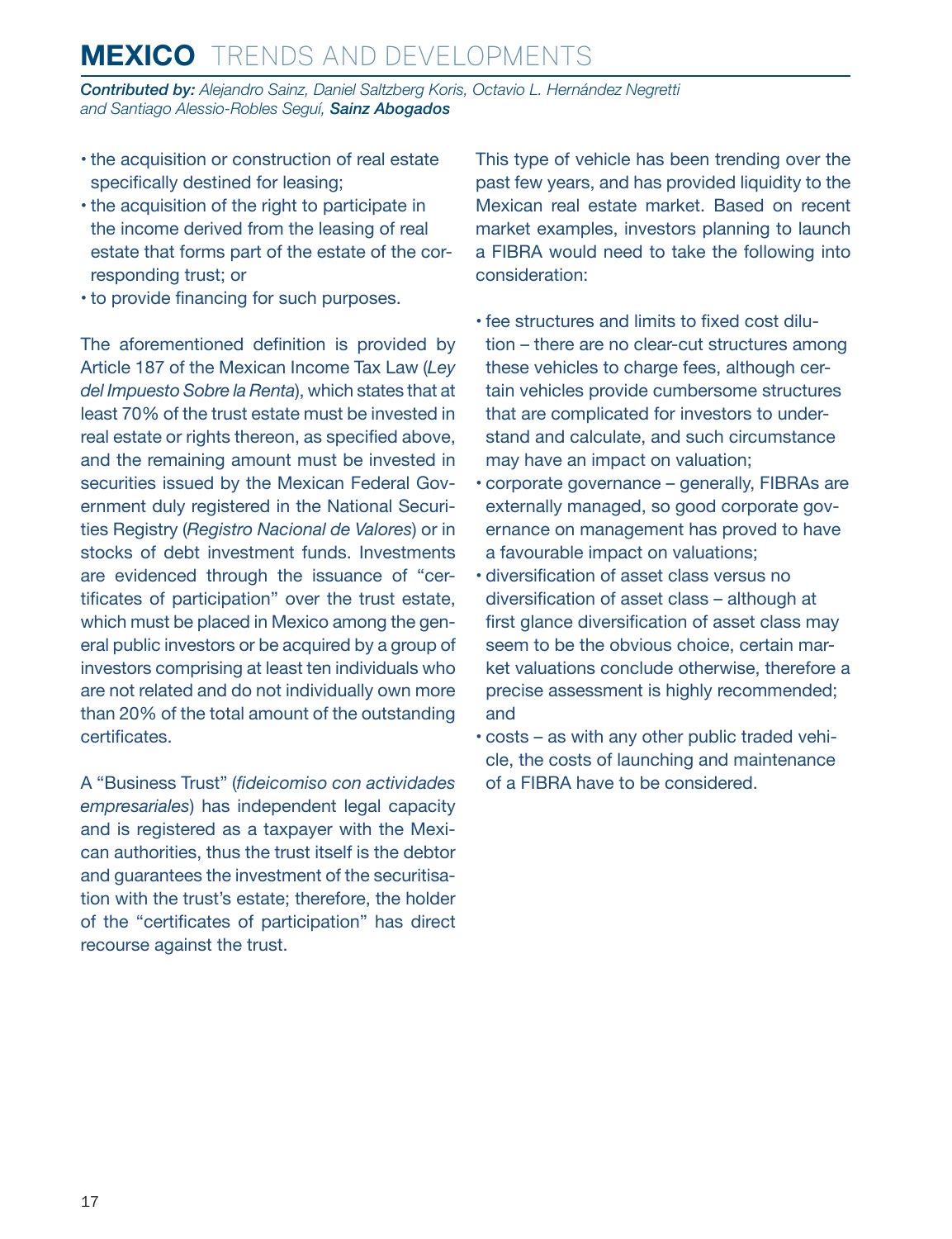- the acquisition or construction of real estate specifically destined for leasing;
- the acquisition of the right to participate in the income derived from the leasing of real estate that forms part of the estate of the corresponding trust; or
- to provide financing for such purposes.

The aforementioned definition is provided by Article 187 of the Mexican Income Tax Law (*Ley del Impuesto Sobre la Renta*), which states that at least 70% of the trust estate must be invested in real estate or rights thereon, as specified above, and the remaining amount must be invested in securities issued by the Mexican Federal Government duly registered in the National Securities Registry (*Registro Nacional de Valores*) or in stocks of debt investment funds. Investments are evidenced through the issuance of "certificates of participation" over the trust estate, which must be placed in Mexico among the general public investors or be acquired by a group of investors comprising at least ten individuals who are not related and do not individually own more than 20% of the total amount of the outstanding certificates.

A "Business Trust" (*fideicomiso con actividades empresariales*) has independent legal capacity and is registered as a taxpayer with the Mexican authorities, thus the trust itself is the debtor and guarantees the investment of the securitisation with the trust's estate; therefore, the holder of the "certificates of participation" has direct recourse against the trust.

This type of vehicle has been trending over the past few years, and has provided liquidity to the Mexican real estate market. Based on recent market examples, investors planning to launch a FIBRA would need to take the following into consideration:

- fee structures and limits to fixed cost dilution – there are no clear-cut structures among these vehicles to charge fees, although certain vehicles provide cumbersome structures that are complicated for investors to understand and calculate, and such circumstance may have an impact on valuation;
- corporate governance – generally, FIBRAs are externally managed, so good corporate governance on management has proved to have a favourable impact on valuations;
- diversification of asset class versus no diversification of asset class – although at first glance diversification of asset class may seem to be the obvious choice, certain market valuations conclude otherwise, therefore a precise assessment is highly recommended; and
- costs – as with any other public traded vehicle, the costs of launching and maintenance of a FIBRA have to be considered.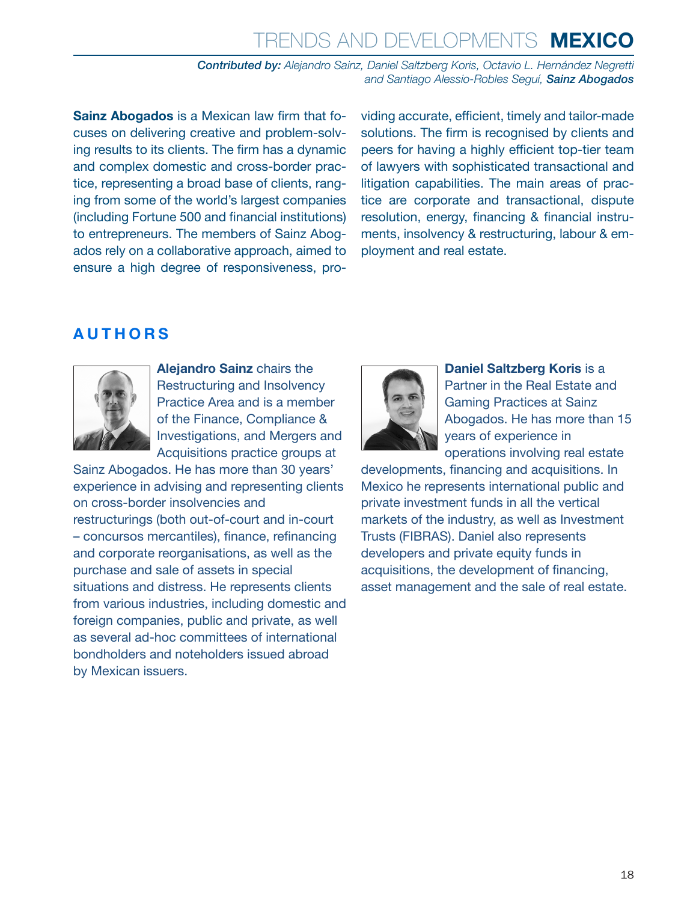**Contributed by:** *Alejandro Sainz, Daniel Saltzberg Koris, Octavio L. Hernández Negretti and Santiago Alessio-Robles Seguí,* ***Sainz Abogados***

**Sainz Abogados** is a Mexican law firm that focuses on delivering creative and problem-solving results to its clients. The firm has a dynamic and complex domestic and cross-border practice, representing a broad base of clients, ranging from some of the world's largest companies (including Fortune 500 and financial institutions) to entrepreneurs. The members of Sainz Abogados rely on a collaborative approach, aimed to ensure a high degree of responsiveness, providing accurate, efficient, timely and tailor-made solutions. The firm is recognised by clients and peers for having a highly efficient top-tier team of lawyers with sophisticated transactional and litigation capabilities. The main areas of practice are corporate and transactional, dispute resolution, energy, financing & financial instruments, insolvency & restructuring, labour & employment and real estate.

## AUTHORS

**Alejandro Sainz** chairs the Restructuring and Insolvency Practice Area and is a member of the Finance, Compliance & Investigations, and Mergers and Acquisitions practice groups at Sainz Abogados. He has more than 30 years' experience in advising and representing clients on cross-border insolvencies and restructurings (both out-of-court and in-court – concursos mercantiles), finance, refinancing and corporate reorganisations, as well as the purchase and sale of assets in special situations and distress. He represents clients from various industries, including domestic and foreign companies, public and private, as well as several ad-hoc committees of international bondholders and noteholders issued abroad by Mexican issuers.

**Daniel Saltzberg Koris** is a Partner in the Real Estate and Gaming Practices at Sainz Abogados. He has more than 15 years of experience in operations involving real estate developments, financing and acquisitions. In Mexico he represents international public and private investment funds in all the vertical markets of the industry, as well as Investment Trusts (FIBRAS). Daniel also represents developers and private equity funds in acquisitions, the development of financing, asset management and the sale of real estate.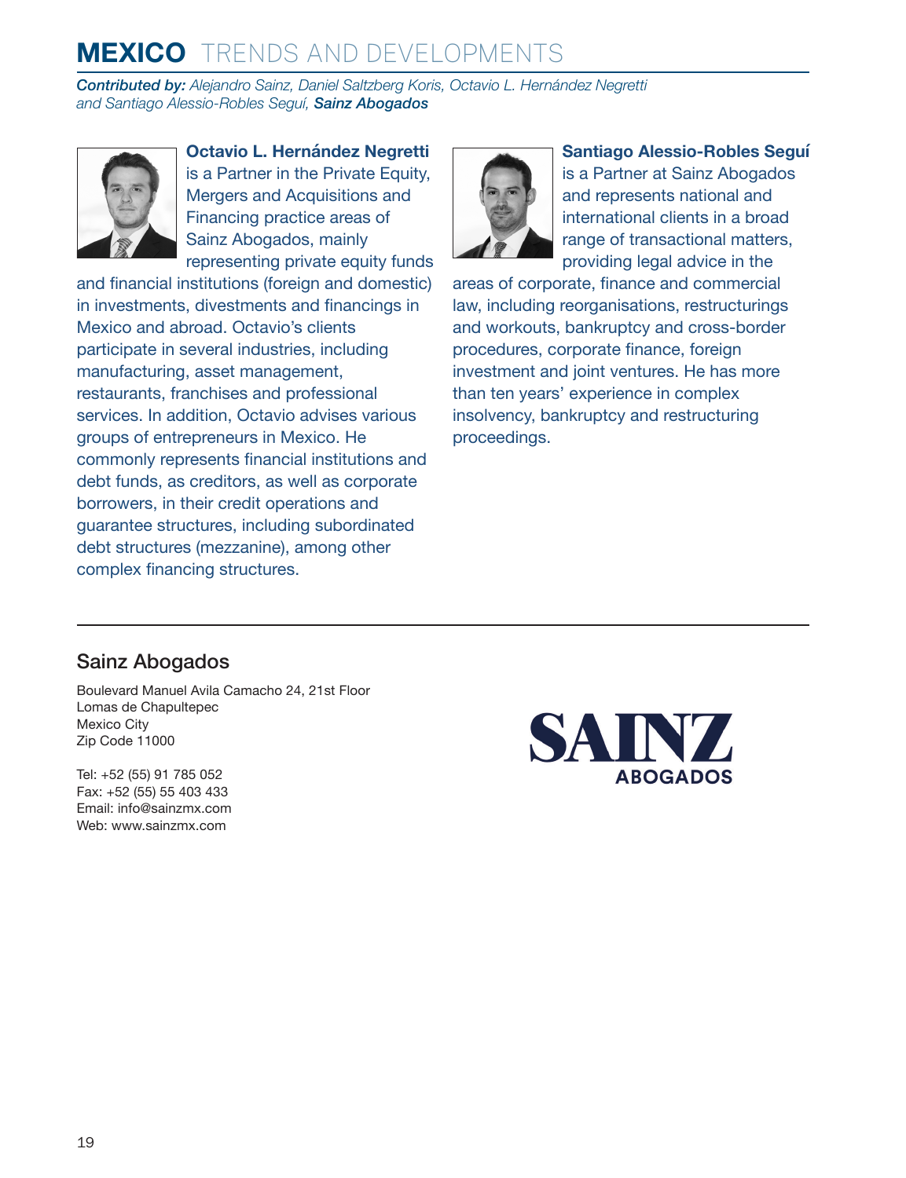# MEXICO TRENDS AND DEVELOPMENTS

***Contributed by:** Alejandro Sainz, Daniel Saltzberg Koris, Octavio L. Hernández Negretti and Santiago Alessio-Robles Seguí, **Sainz Abogados***

**Octavio L. Hernández Negretti** is a Partner in the Private Equity, Mergers and Acquisitions and Financing practice areas of Sainz Abogados, mainly representing private equity funds and financial institutions (foreign and domestic) in investments, divestments and financings in Mexico and abroad. Octavio's clients participate in several industries, including manufacturing, asset management, restaurants, franchises and professional services. In addition, Octavio advises various groups of entrepreneurs in Mexico. He commonly represents financial institutions and debt funds, as creditors, as well as corporate borrowers, in their credit operations and guarantee structures, including subordinated debt structures (mezzanine), among other complex financing structures.

**Santiago Alessio-Robles Seguí** is a Partner at Sainz Abogados and represents national and international clients in a broad range of transactional matters, providing legal advice in the areas of corporate, finance and commercial law, including reorganisations, restructurings and workouts, bankruptcy and cross-border procedures, corporate finance, foreign investment and joint ventures. He has more than ten years' experience in complex insolvency, bankruptcy and restructuring proceedings.

## Sainz Abogados

Boulevard Manuel Avila Camacho 24, 21st Floor
Lomas de Chapultepec
Mexico City
Zip Code 11000

Tel: +52 (55) 91 785 052
Fax: +52 (55) 55 403 433
Email: info@sainzmx.com
Web: www.sainzmx.com

SAINZ
ABOGADOS